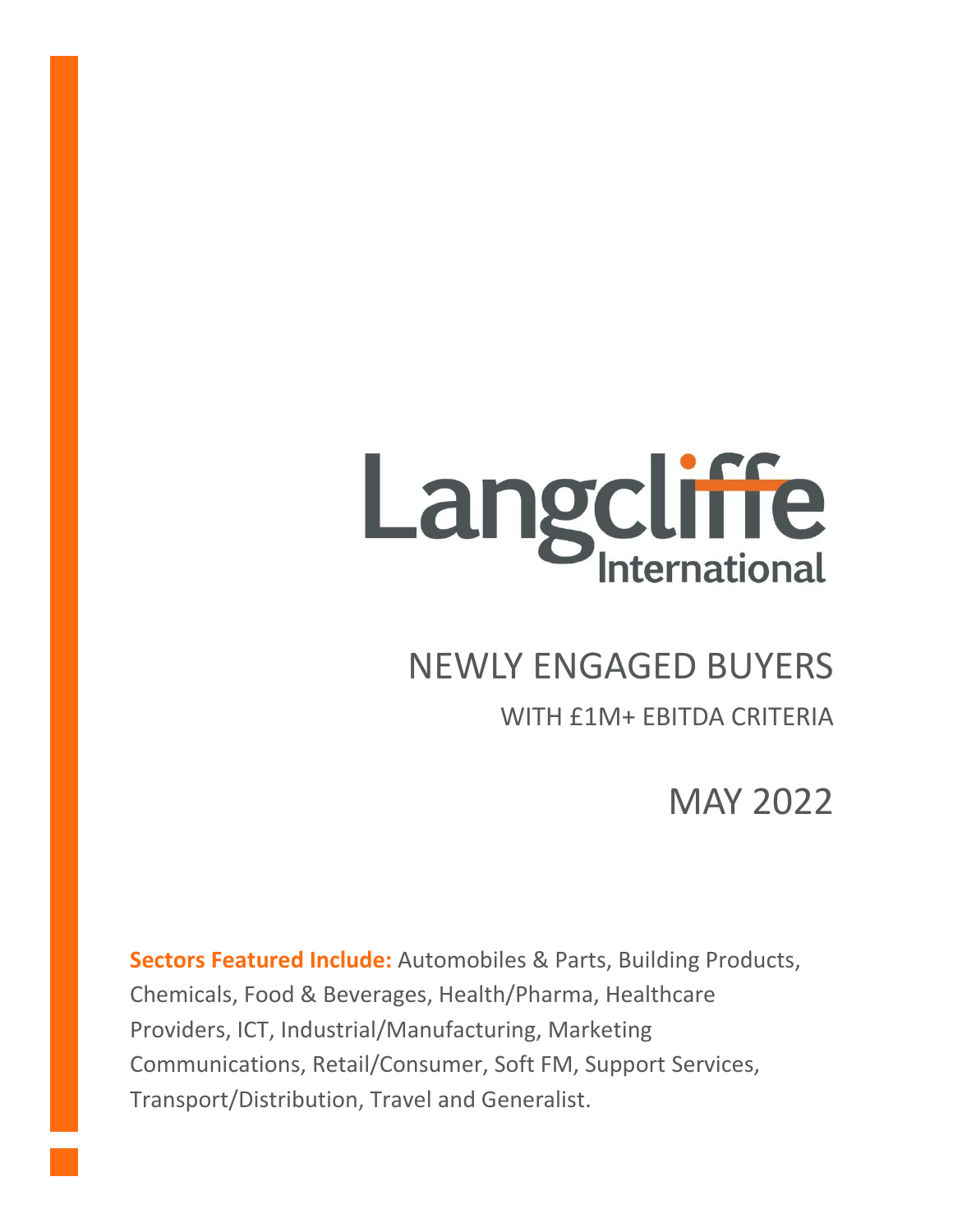# Langcliffe International

# NEWLY ENGAGED BUYERS

## WITH £1M+ EBITDA CRITERIA

## MAY 2022

**Sectors Featured Include:** Automobiles & Parts, Building Products, Chemicals, Food & Beverages, Health/Pharma, Healthcare Providers, ICT, Industrial/Manufacturing, Marketing Communications, Retail/Consumer, Soft FM, Support Services, Transport/Distribution, Travel and Generalist.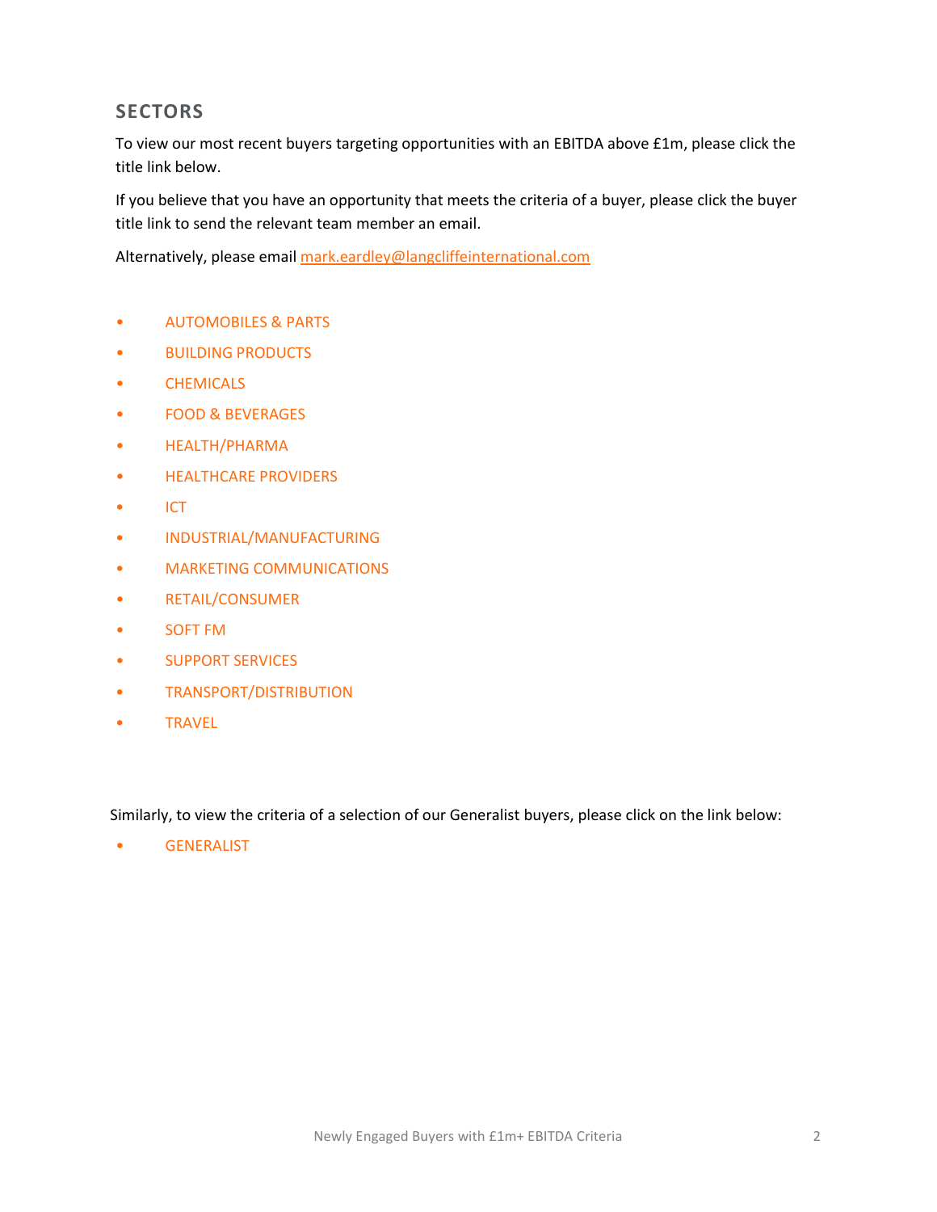## SECTORS

To view our most recent buyers targeting opportunities with an EBITDA above £1m, please click the title link below.

If you believe that you have an opportunity that meets the criteria of a buyer, please click the buyer title link to send the relevant team member an email.

Alternatively, please email mark.eardley@langcliffeinternational.com

- AUTOMOBILES & PARTS
- BUILDING PRODUCTS
- CHEMICALS
- FOOD & BEVERAGES
- HEALTH/PHARMA
- HEALTHCARE PROVIDERS
- ICT
- INDUSTRIAL/MANUFACTURING
- MARKETING COMMUNICATIONS
- RETAIL/CONSUMER
- SOFT FM
- SUPPORT SERVICES
- TRANSPORT/DISTRIBUTION
- TRAVEL

Similarly, to view the criteria of a selection of our Generalist buyers, please click on the link below:

- GENERALIST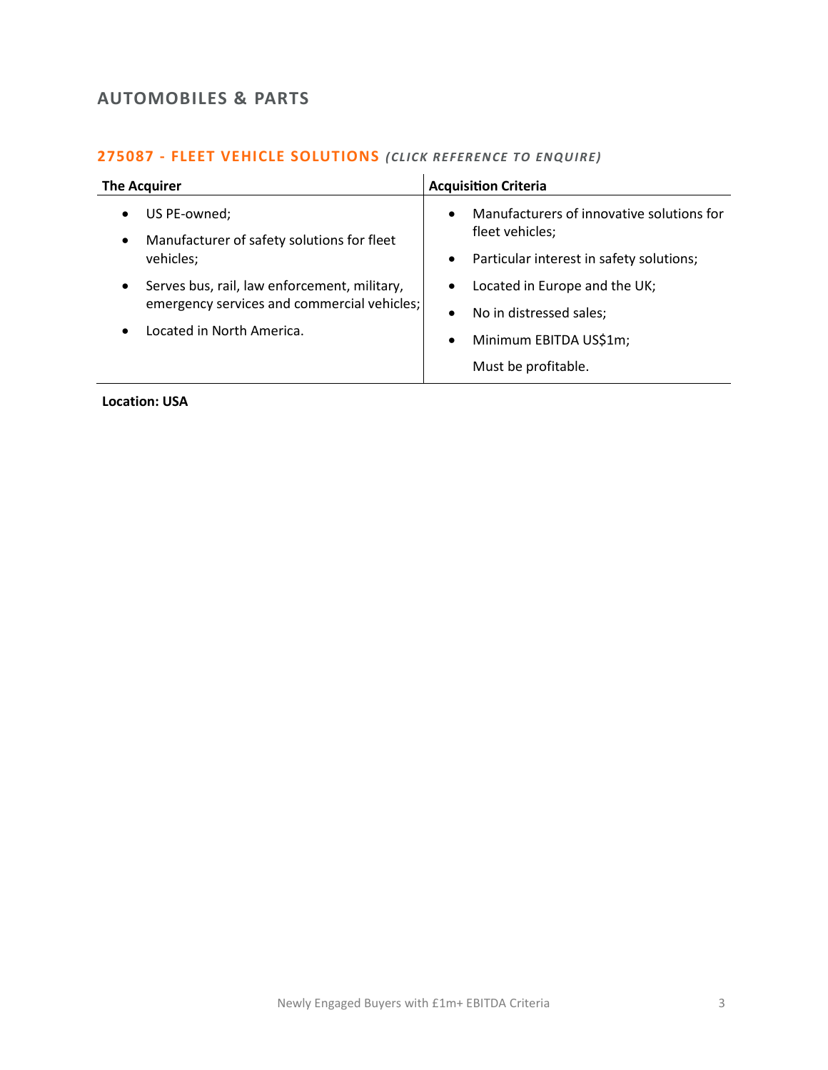## AUTOMOBILES & PARTS

### 275087 - FLEET VEHICLE SOLUTIONS *(CLICK REFERENCE TO ENQUIRE)*

| The Acquirer | Acquisition Criteria |
|---|---|
| • US PE-owned;<br>• Manufacturer of safety solutions for fleet vehicles;<br>• Serves bus, rail, law enforcement, military, emergency services and commercial vehicles;<br>• Located in North America. | • Manufacturers of innovative solutions for fleet vehicles;<br>• Particular interest in safety solutions;<br>• Located in Europe and the UK;<br>• No in distressed sales;<br>• Minimum EBITDA US$1m;<br>Must be profitable. |

**Location: USA**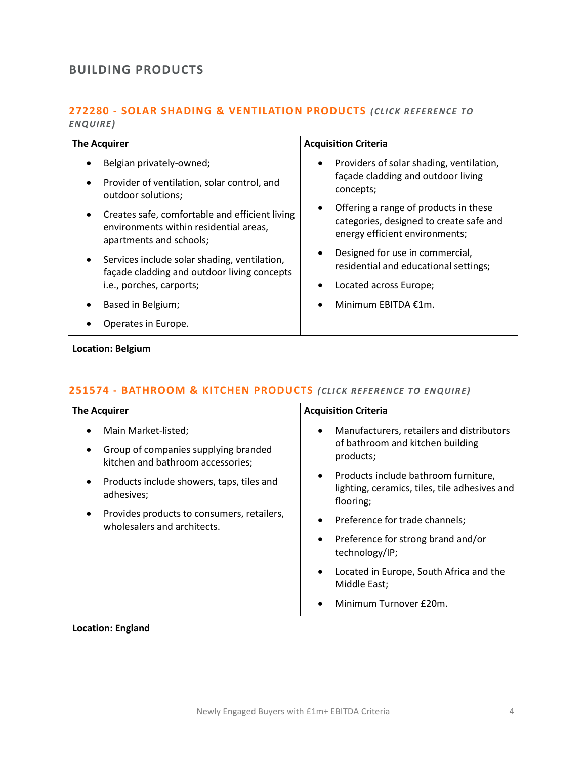## BUILDING PRODUCTS

### 272280 - SOLAR SHADING & VENTILATION PRODUCTS *(CLICK REFERENCE TO ENQUIRE)*

| The Acquirer | Acquisition Criteria |
|---|---|
| • Belgian privately-owned;<br>• Provider of ventilation, solar control, and outdoor solutions;<br>• Creates safe, comfortable and efficient living environments within residential areas, apartments and schools;<br>• Services include solar shading, ventilation, façade cladding and outdoor living concepts i.e., porches, carports;<br>• Based in Belgium;<br>• Operates in Europe. | • Providers of solar shading, ventilation, façade cladding and outdoor living concepts;<br>• Offering a range of products in these categories, designed to create safe and energy efficient environments;<br>• Designed for use in commercial, residential and educational settings;<br>• Located across Europe;<br>• Minimum EBITDA €1m. |

**Location: Belgium**

### 251574 - BATHROOM & KITCHEN PRODUCTS *(CLICK REFERENCE TO ENQUIRE)*

| The Acquirer | Acquisition Criteria |
|---|---|
| • Main Market-listed;<br>• Group of companies supplying branded kitchen and bathroom accessories;<br>• Products include showers, taps, tiles and adhesives;<br>• Provides products to consumers, retailers, wholesalers and architects. | • Manufacturers, retailers and distributors of bathroom and kitchen building products;<br>• Products include bathroom furniture, lighting, ceramics, tiles, tile adhesives and flooring;<br>• Preference for trade channels;<br>• Preference for strong brand and/or technology/IP;<br>• Located in Europe, South Africa and the Middle East;<br>• Minimum Turnover £20m. |

**Location: England**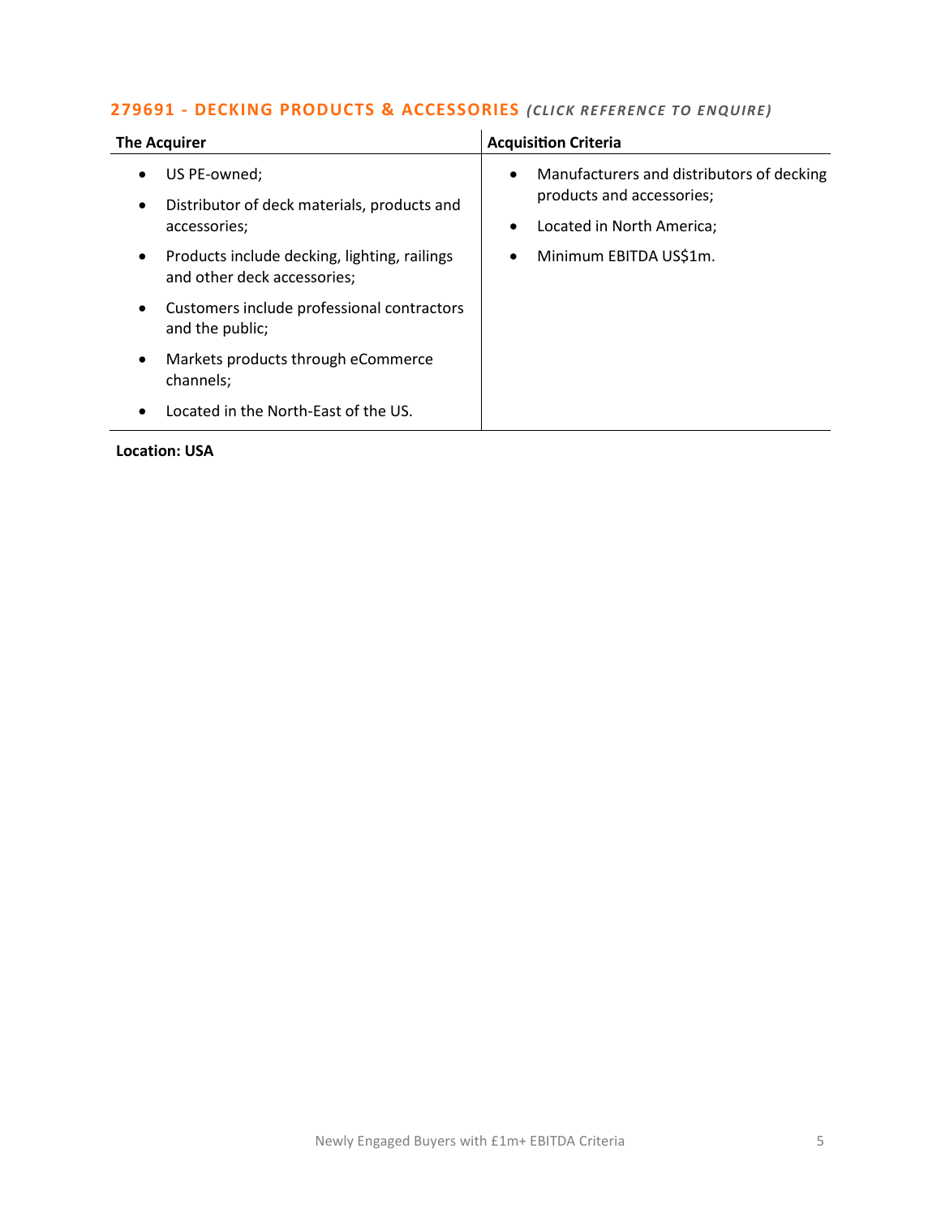### 279691 - DECKING PRODUCTS & ACCESSORIES *(CLICK REFERENCE TO ENQUIRE)*

| The Acquirer | Acquisition Criteria |
|---|---|
| • US PE-owned;<br>• Distributor of deck materials, products and accessories;<br>• Products include decking, lighting, railings and other deck accessories;<br>• Customers include professional contractors and the public;<br>• Markets products through eCommerce channels;<br>• Located in the North-East of the US. | • Manufacturers and distributors of decking products and accessories;<br>• Located in North America;<br>• Minimum EBITDA US$1m. |

**Location: USA**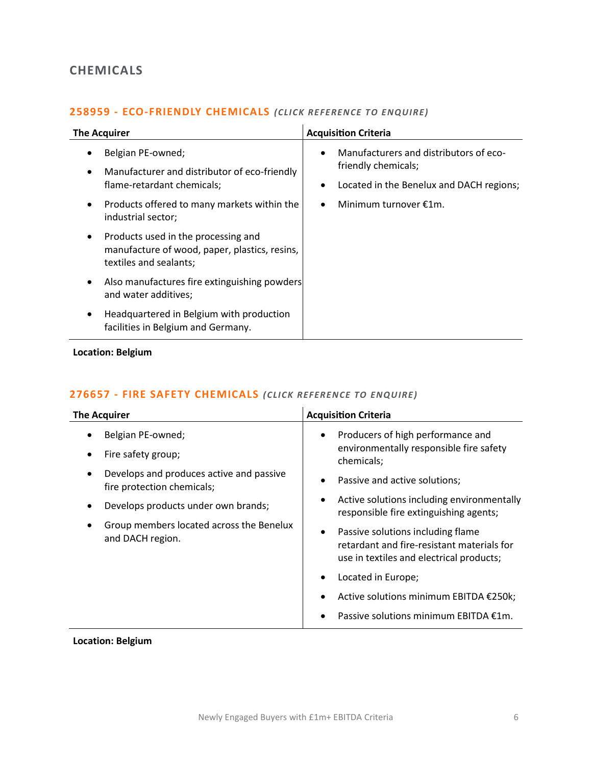## CHEMICALS

### 258959 - ECO-FRIENDLY CHEMICALS *(CLICK REFERENCE TO ENQUIRE)*

| The Acquirer | Acquisition Criteria |
|---|---|
| • Belgian PE-owned;<br>• Manufacturer and distributor of eco-friendly flame-retardant chemicals;<br>• Products offered to many markets within the industrial sector;<br>• Products used in the processing and manufacture of wood, paper, plastics, resins, textiles and sealants;<br>• Also manufactures fire extinguishing powders and water additives;<br>• Headquartered in Belgium with production facilities in Belgium and Germany. | • Manufacturers and distributors of eco-friendly chemicals;<br>• Located in the Benelux and DACH regions;<br>• Minimum turnover €1m. |

**Location: Belgium**

### 276657 - FIRE SAFETY CHEMICALS *(CLICK REFERENCE TO ENQUIRE)*

| The Acquirer | Acquisition Criteria |
|---|---|
| • Belgian PE-owned;<br>• Fire safety group;<br>• Develops and produces active and passive fire protection chemicals;<br>• Develops products under own brands;<br>• Group members located across the Benelux and DACH region. | • Producers of high performance and environmentally responsible fire safety chemicals;<br>• Passive and active solutions;<br>• Active solutions including environmentally responsible fire extinguishing agents;<br>• Passive solutions including flame retardant and fire-resistant materials for use in textiles and electrical products;<br>• Located in Europe;<br>• Active solutions minimum EBITDA €250k;<br>• Passive solutions minimum EBITDA €1m. |

**Location: Belgium**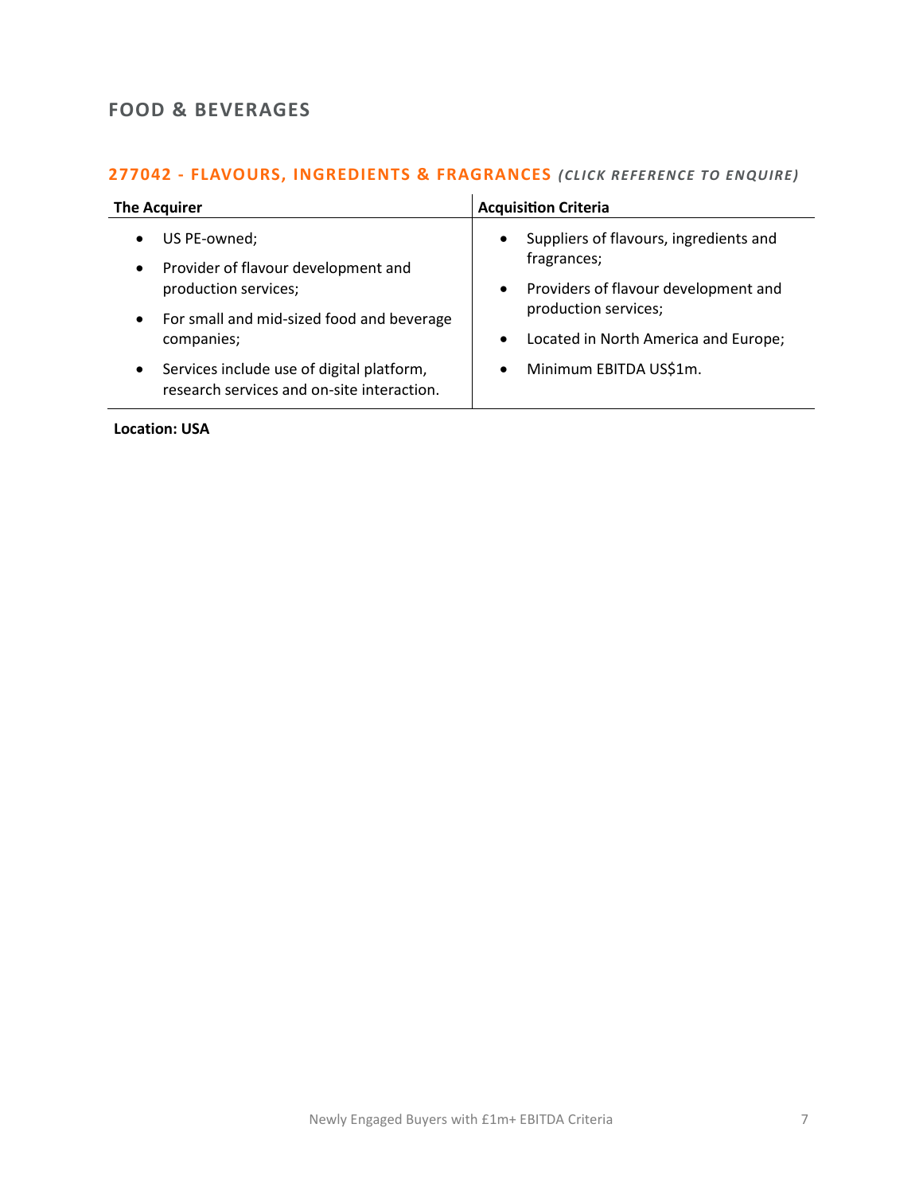## FOOD & BEVERAGES

### 277042 - FLAVOURS, INGREDIENTS & FRAGRANCES *(CLICK REFERENCE TO ENQUIRE)*

| The Acquirer | Acquisition Criteria |
|---|---|
| • US PE-owned;<br>• Provider of flavour development and production services;<br>• For small and mid-sized food and beverage companies;<br>• Services include use of digital platform, research services and on-site interaction. | • Suppliers of flavours, ingredients and fragrances;<br>• Providers of flavour development and production services;<br>• Located in North America and Europe;<br>• Minimum EBITDA US$1m. |

**Location: USA**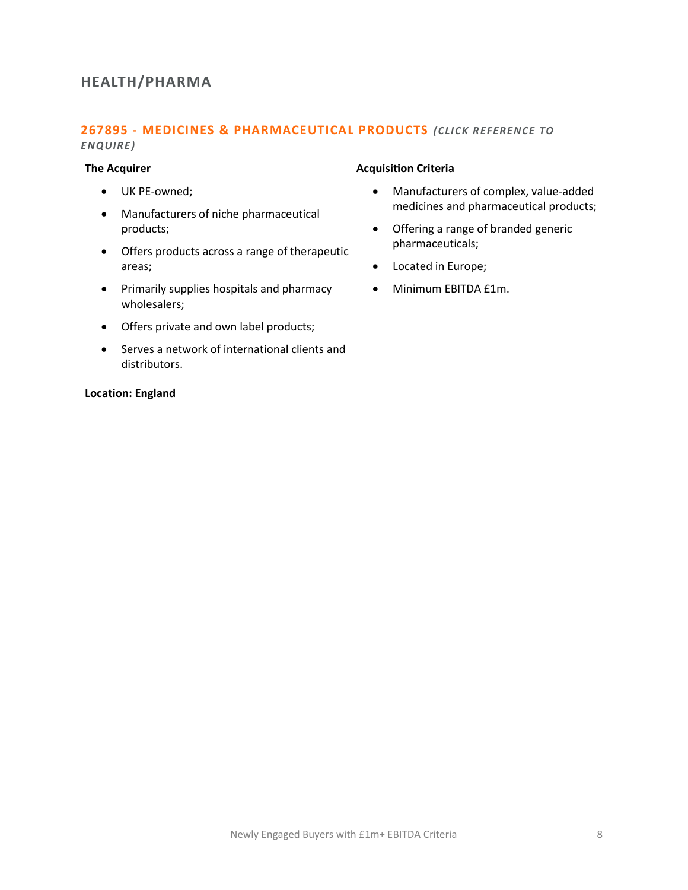## HEALTH/PHARMA

### 267895 - MEDICINES & PHARMACEUTICAL PRODUCTS *(CLICK REFERENCE TO ENQUIRE)*

| The Acquirer | Acquisition Criteria |
|---|---|
| • UK PE-owned;<br>• Manufacturers of niche pharmaceutical products;<br>• Offers products across a range of therapeutic areas;<br>• Primarily supplies hospitals and pharmacy wholesalers;<br>• Offers private and own label products;<br>• Serves a network of international clients and distributors. | • Manufacturers of complex, value-added medicines and pharmaceutical products;<br>• Offering a range of branded generic pharmaceuticals;<br>• Located in Europe;<br>• Minimum EBITDA £1m. |

**Location: England**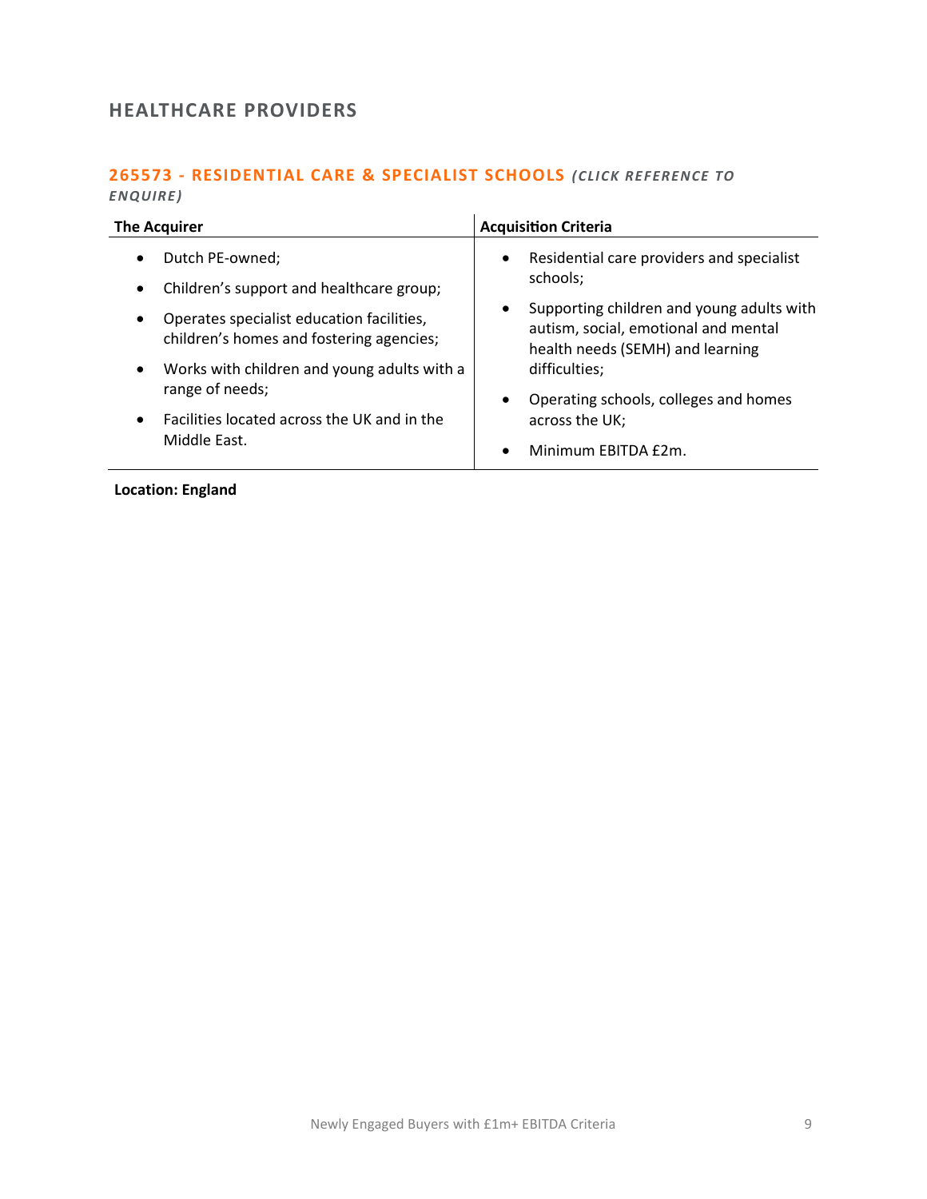## HEALTHCARE PROVIDERS

### 265573 - RESIDENTIAL CARE & SPECIALIST SCHOOLS *(CLICK REFERENCE TO ENQUIRE)*

| The Acquirer | Acquisition Criteria |
|---|---|
| • Dutch PE-owned;<br>• Children's support and healthcare group;<br>• Operates specialist education facilities, children's homes and fostering agencies;<br>• Works with children and young adults with a range of needs;<br>• Facilities located across the UK and in the Middle East. | • Residential care providers and specialist schools;<br>• Supporting children and young adults with autism, social, emotional and mental health needs (SEMH) and learning difficulties;<br>• Operating schools, colleges and homes across the UK;<br>• Minimum EBITDA £2m. |

**Location: England**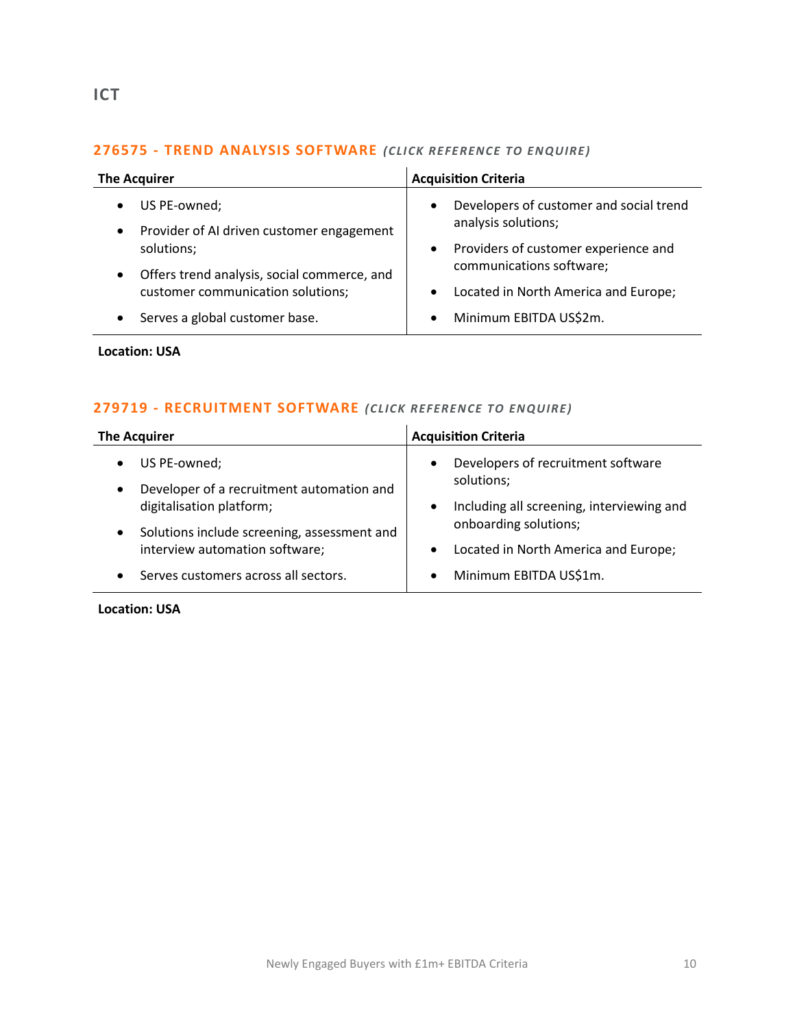## ICT

### 276575 - TREND ANALYSIS SOFTWARE *(CLICK REFERENCE TO ENQUIRE)*

| The Acquirer | Acquisition Criteria |
|---|---|
| • US PE-owned;<br>• Provider of AI driven customer engagement solutions;<br>• Offers trend analysis, social commerce, and customer communication solutions;<br>• Serves a global customer base. | • Developers of customer and social trend analysis solutions;<br>• Providers of customer experience and communications software;<br>• Located in North America and Europe;<br>• Minimum EBITDA US$2m. |

**Location: USA**

### 279719 - RECRUITMENT SOFTWARE *(CLICK REFERENCE TO ENQUIRE)*

| The Acquirer | Acquisition Criteria |
|---|---|
| • US PE-owned;<br>• Developer of a recruitment automation and digitalisation platform;<br>• Solutions include screening, assessment and interview automation software;<br>• Serves customers across all sectors. | • Developers of recruitment software solutions;<br>• Including all screening, interviewing and onboarding solutions;<br>• Located in North America and Europe;<br>• Minimum EBITDA US$1m. |

**Location: USA**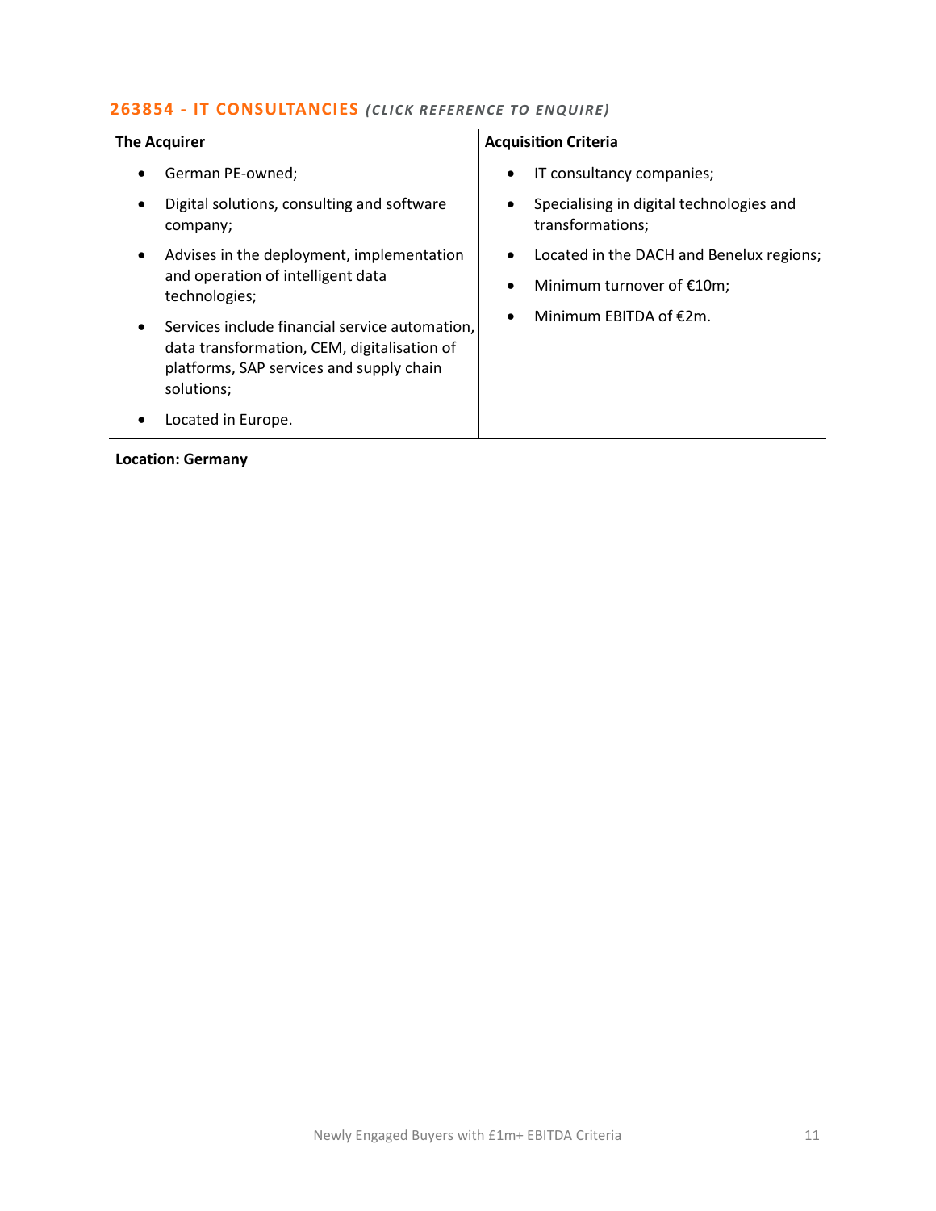## 263854 - IT CONSULTANCIES *(CLICK REFERENCE TO ENQUIRE)*

| The Acquirer | Acquisition Criteria |
| --- | --- |
| • German PE-owned;<br>• Digital solutions, consulting and software company;<br>• Advises in the deployment, implementation and operation of intelligent data technologies;<br>• Services include financial service automation, data transformation, CEM, digitalisation of platforms, SAP services and supply chain solutions;<br>• Located in Europe. | • IT consultancy companies;<br>• Specialising in digital technologies and transformations;<br>• Located in the DACH and Benelux regions;<br>• Minimum turnover of €10m;<br>• Minimum EBITDA of €2m. |

**Location: Germany**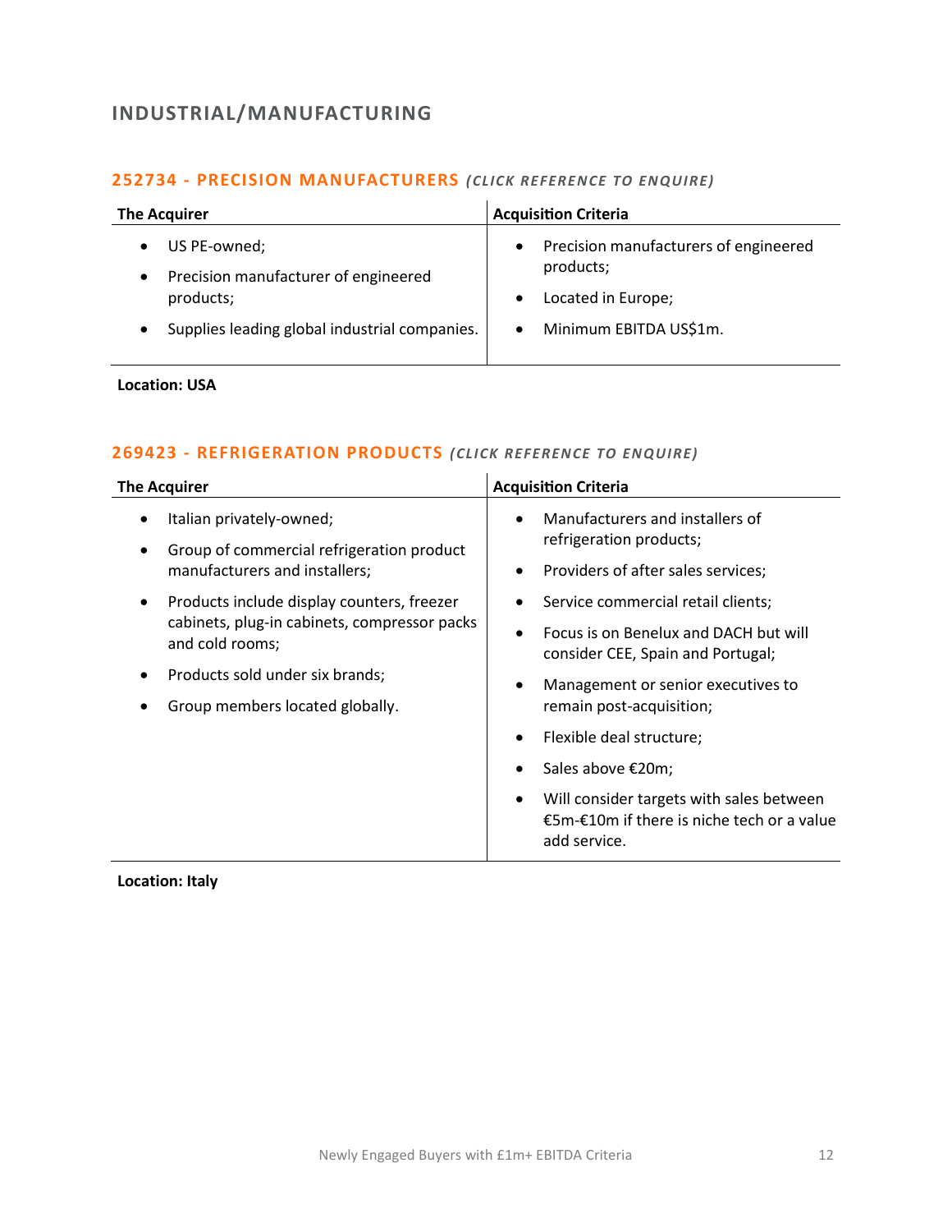## INDUSTRIAL/MANUFACTURING

### 252734 - PRECISION MANUFACTURERS *(CLICK REFERENCE TO ENQUIRE)*

| The Acquirer | Acquisition Criteria |
|---|---|
| • US PE-owned;<br>• Precision manufacturer of engineered products;<br>• Supplies leading global industrial companies. | • Precision manufacturers of engineered products;<br>• Located in Europe;<br>• Minimum EBITDA US$1m. |

**Location: USA**

### 269423 - REFRIGERATION PRODUCTS *(CLICK REFERENCE TO ENQUIRE)*

| The Acquirer | Acquisition Criteria |
|---|---|
| • Italian privately-owned;<br>• Group of commercial refrigeration product manufacturers and installers;<br>• Products include display counters, freezer cabinets, plug-in cabinets, compressor packs and cold rooms;<br>• Products sold under six brands;<br>• Group members located globally. | • Manufacturers and installers of refrigeration products;<br>• Providers of after sales services;<br>• Service commercial retail clients;<br>• Focus is on Benelux and DACH but will consider CEE, Spain and Portugal;<br>• Management or senior executives to remain post-acquisition;<br>• Flexible deal structure;<br>• Sales above €20m;<br>• Will consider targets with sales between €5m-€10m if there is niche tech or a value add service. |

**Location: Italy**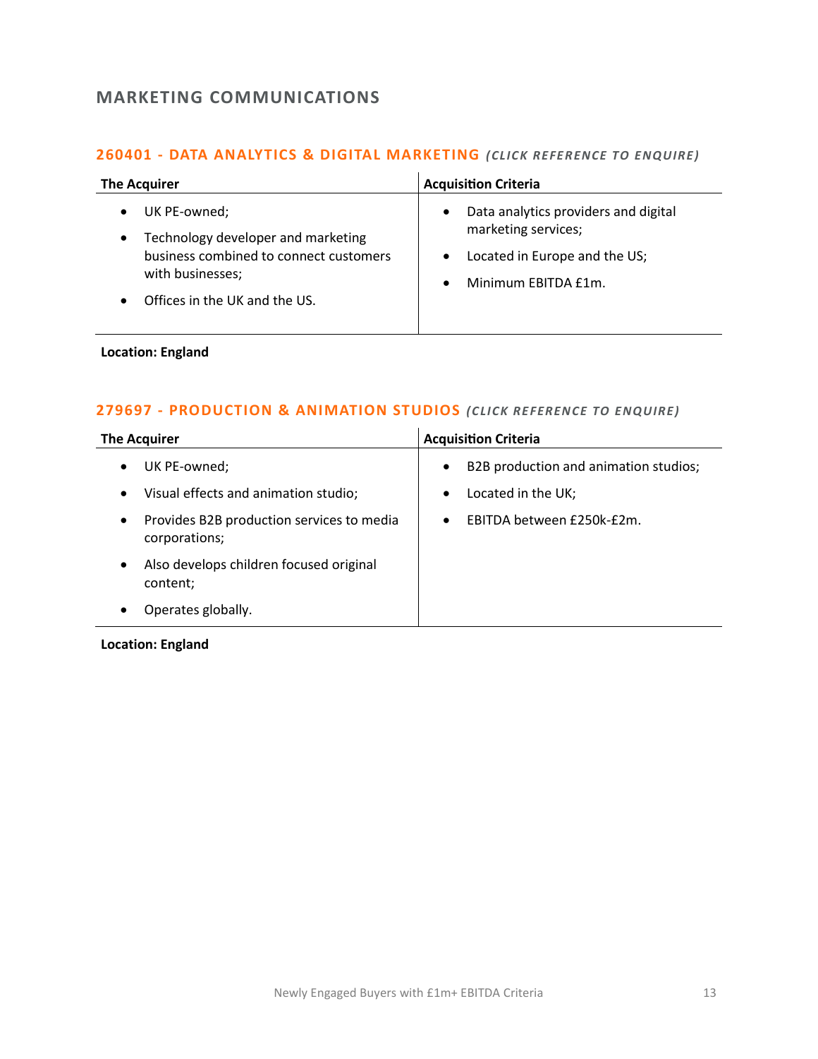## MARKETING COMMUNICATIONS

### 260401 - DATA ANALYTICS & DIGITAL MARKETING *(CLICK REFERENCE TO ENQUIRE)*

| The Acquirer | Acquisition Criteria |
|---|---|
| • UK PE-owned;<br>• Technology developer and marketing business combined to connect customers with businesses;<br>• Offices in the UK and the US. | • Data analytics providers and digital marketing services;<br>• Located in Europe and the US;<br>• Minimum EBITDA £1m. |

**Location: England**

### 279697 - PRODUCTION & ANIMATION STUDIOS *(CLICK REFERENCE TO ENQUIRE)*

| The Acquirer | Acquisition Criteria |
|---|---|
| • UK PE-owned;<br>• Visual effects and animation studio;<br>• Provides B2B production services to media corporations;<br>• Also develops children focused original content;<br>• Operates globally. | • B2B production and animation studios;<br>• Located in the UK;<br>• EBITDA between £250k-£2m. |

**Location: England**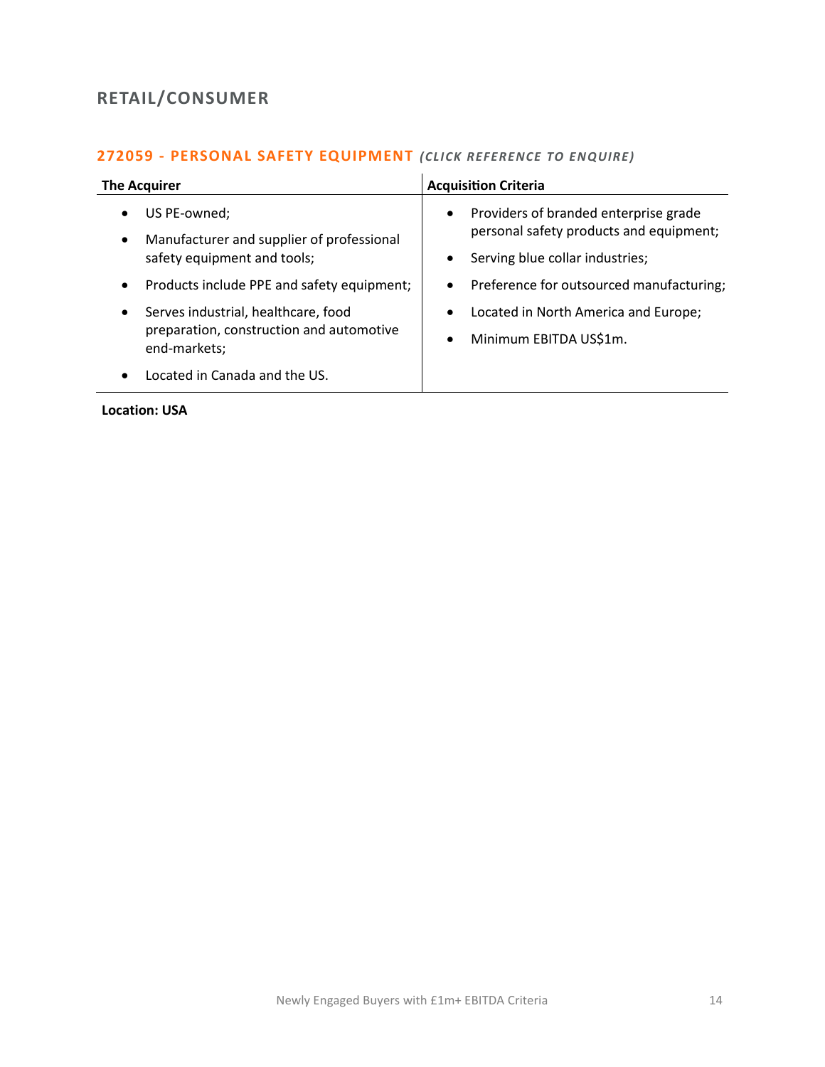## RETAIL/CONSUMER

### 272059 - PERSONAL SAFETY EQUIPMENT *(CLICK REFERENCE TO ENQUIRE)*

| The Acquirer | Acquisition Criteria |
|---|---|
| • US PE-owned;<br>• Manufacturer and supplier of professional safety equipment and tools;<br>• Products include PPE and safety equipment;<br>• Serves industrial, healthcare, food preparation, construction and automotive end-markets;<br>• Located in Canada and the US. | • Providers of branded enterprise grade personal safety products and equipment;<br>• Serving blue collar industries;<br>• Preference for outsourced manufacturing;<br>• Located in North America and Europe;<br>• Minimum EBITDA US$1m. |

**Location: USA**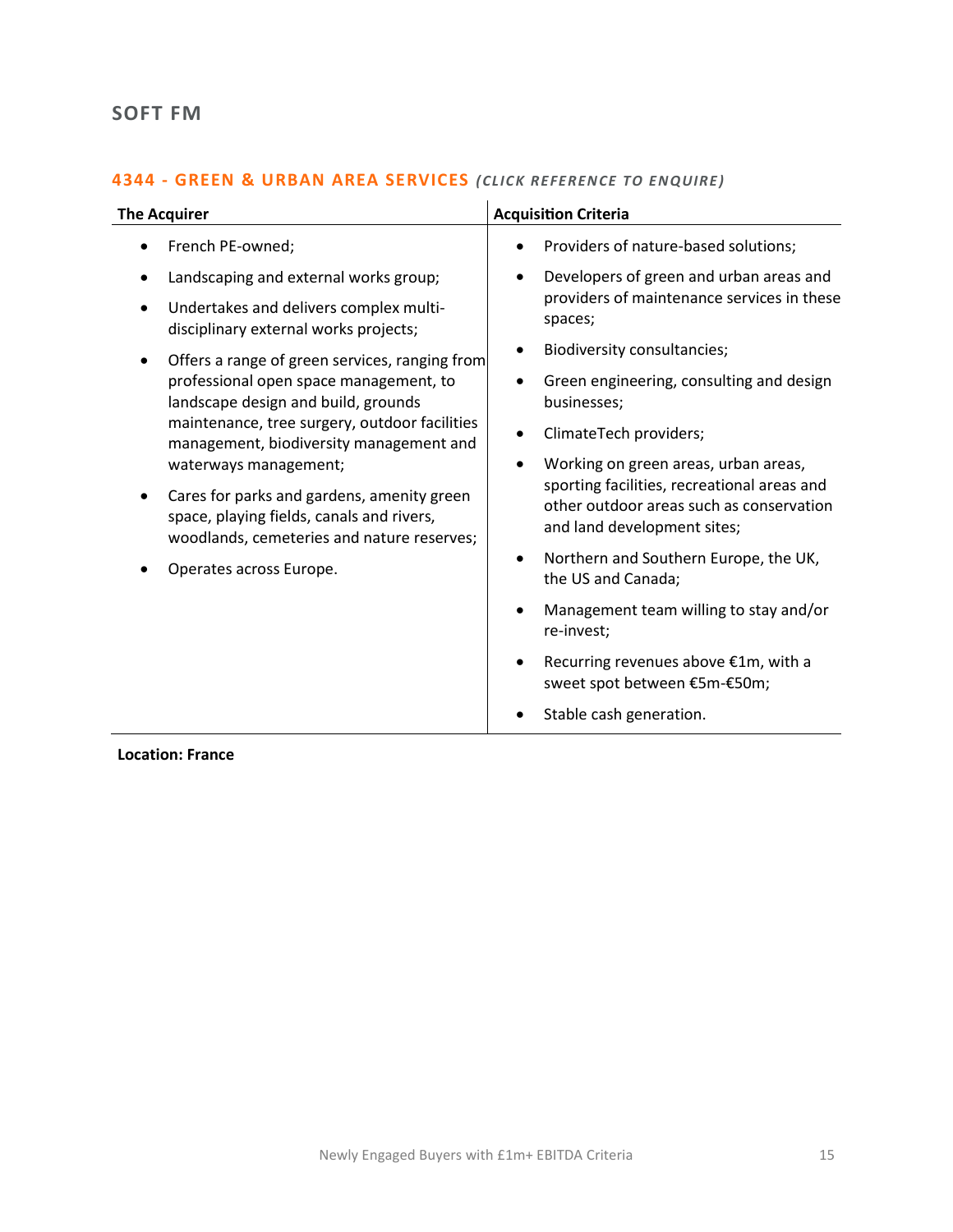## SOFT FM

### 4344 - GREEN & URBAN AREA SERVICES *(CLICK REFERENCE TO ENQUIRE)*

| The Acquirer | Acquisition Criteria |
|---|---|
| <ul><li>French PE-owned;</li><li>Landscaping and external works group;</li><li>Undertakes and delivers complex multi-disciplinary external works projects;</li><li>Offers a range of green services, ranging from professional open space management, to landscape design and build, grounds maintenance, tree surgery, outdoor facilities management, biodiversity management and waterways management;</li><li>Cares for parks and gardens, amenity green space, playing fields, canals and rivers, woodlands, cemeteries and nature reserves;</li><li>Operates across Europe.</li></ul> | <ul><li>Providers of nature-based solutions;</li><li>Developers of green and urban areas and providers of maintenance services in these spaces;</li><li>Biodiversity consultancies;</li><li>Green engineering, consulting and design businesses;</li><li>ClimateTech providers;</li><li>Working on green areas, urban areas, sporting facilities, recreational areas and other outdoor areas such as conservation and land development sites;</li><li>Northern and Southern Europe, the UK, the US and Canada;</li><li>Management team willing to stay and/or re-invest;</li><li>Recurring revenues above €1m, with a sweet spot between €5m-€50m;</li><li>Stable cash generation.</li></ul> |

**Location: France**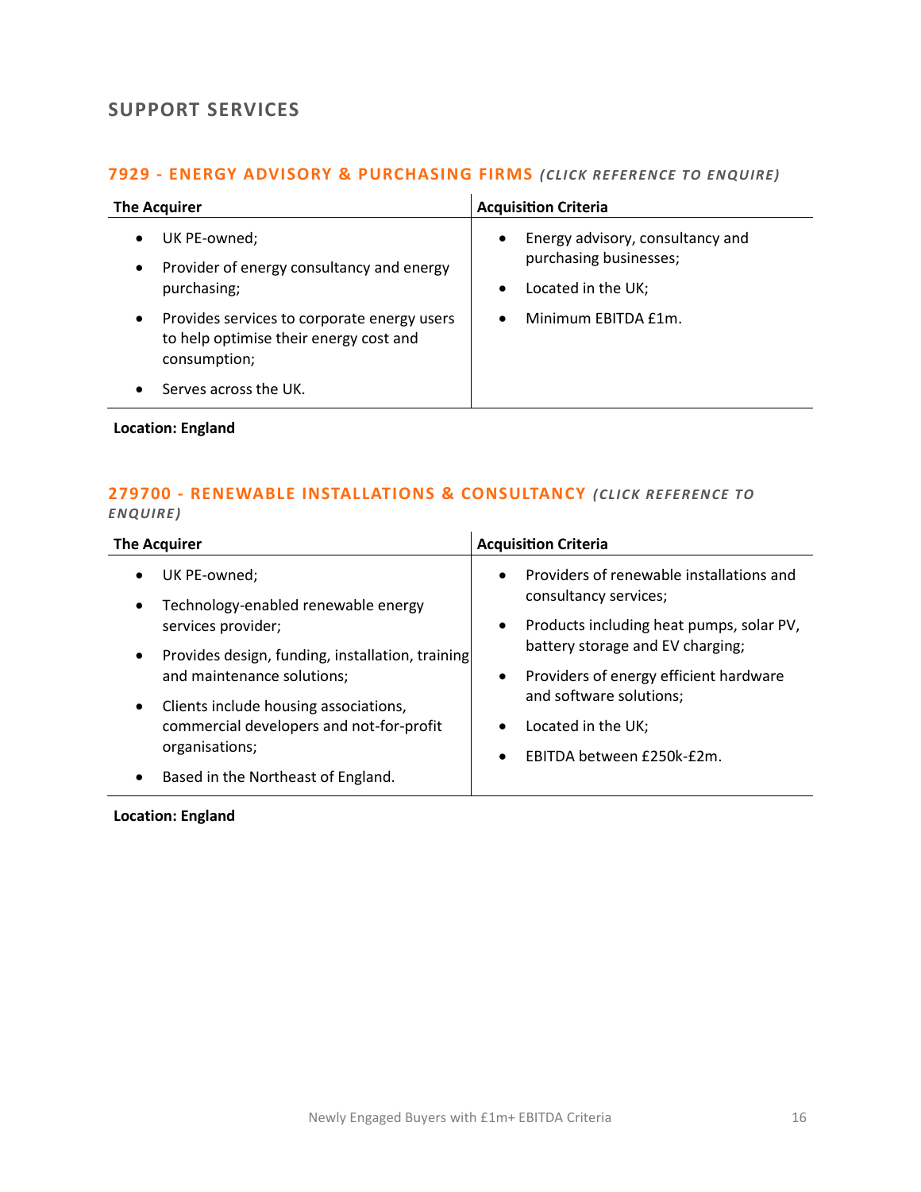## SUPPORT SERVICES

### 7929 - ENERGY ADVISORY & PURCHASING FIRMS *(CLICK REFERENCE TO ENQUIRE)*

| The Acquirer | Acquisition Criteria |
|---|---|
| • UK PE-owned;<br>• Provider of energy consultancy and energy purchasing;<br>• Provides services to corporate energy users to help optimise their energy cost and consumption;<br>• Serves across the UK. | • Energy advisory, consultancy and purchasing businesses;<br>• Located in the UK;<br>• Minimum EBITDA £1m. |

**Location: England**

### 279700 - RENEWABLE INSTALLATIONS & CONSULTANCY *(CLICK REFERENCE TO ENQUIRE)*

| The Acquirer | Acquisition Criteria |
|---|---|
| • UK PE-owned;<br>• Technology-enabled renewable energy services provider;<br>• Provides design, funding, installation, training and maintenance solutions;<br>• Clients include housing associations, commercial developers and not-for-profit organisations;<br>• Based in the Northeast of England. | • Providers of renewable installations and consultancy services;<br>• Products including heat pumps, solar PV, battery storage and EV charging;<br>• Providers of energy efficient hardware and software solutions;<br>• Located in the UK;<br>• EBITDA between £250k-£2m. |

**Location: England**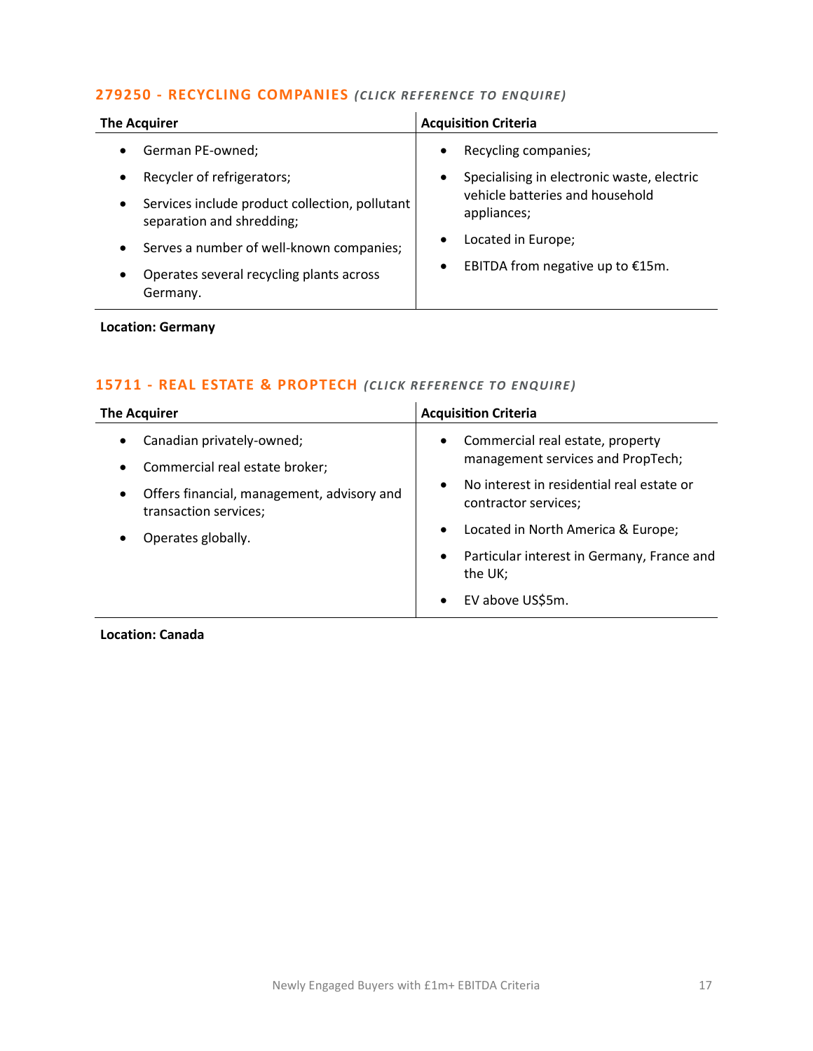### 279250 - RECYCLING COMPANIES *(CLICK REFERENCE TO ENQUIRE)*

| The Acquirer | Acquisition Criteria |
|---|---|
| • German PE-owned;<br>• Recycler of refrigerators;<br>• Services include product collection, pollutant separation and shredding;<br>• Serves a number of well-known companies;<br>• Operates several recycling plants across Germany. | • Recycling companies;<br>• Specialising in electronic waste, electric vehicle batteries and household appliances;<br>• Located in Europe;<br>• EBITDA from negative up to €15m. |

**Location: Germany**

### 15711 - REAL ESTATE & PROPTECH *(CLICK REFERENCE TO ENQUIRE)*

| The Acquirer | Acquisition Criteria |
|---|---|
| • Canadian privately-owned;<br>• Commercial real estate broker;<br>• Offers financial, management, advisory and transaction services;<br>• Operates globally. | • Commercial real estate, property management services and PropTech;<br>• No interest in residential real estate or contractor services;<br>• Located in North America & Europe;<br>• Particular interest in Germany, France and the UK;<br>• EV above US$5m. |

**Location: Canada**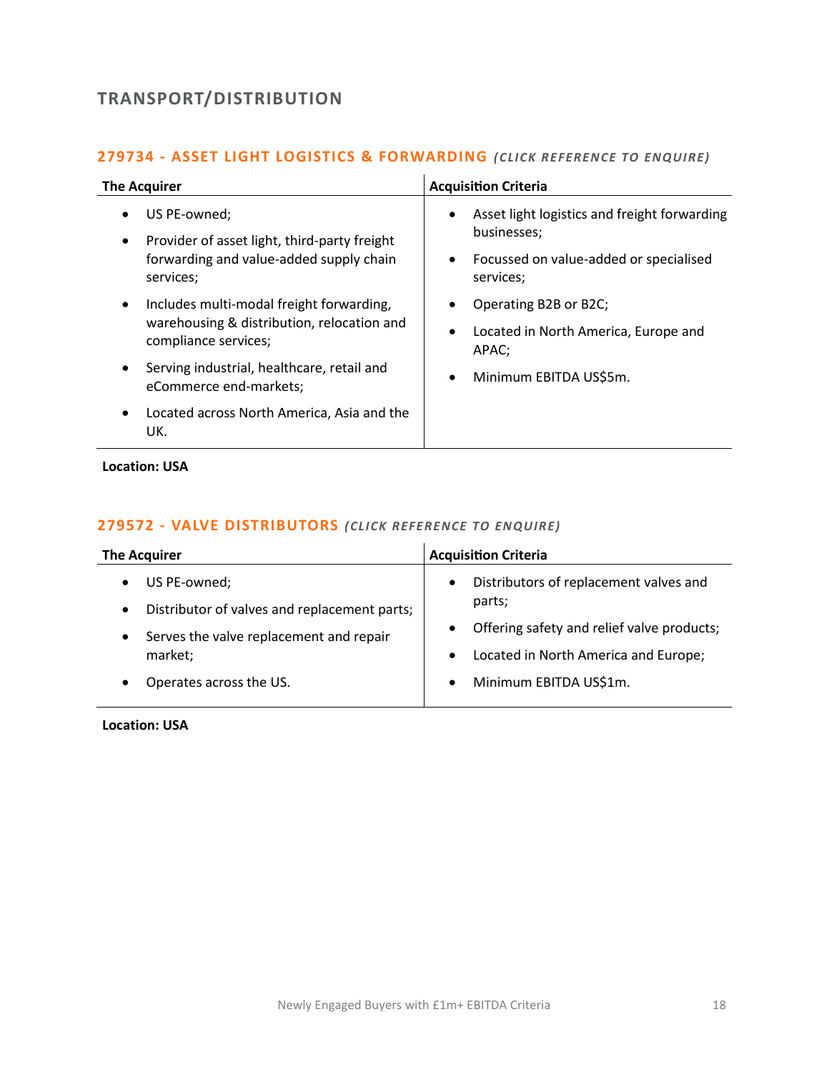# TRANSPORT/DISTRIBUTION

## 279734 - ASSET LIGHT LOGISTICS & FORWARDING *(CLICK REFERENCE TO ENQUIRE)*

| The Acquirer | Acquisition Criteria |
|---|---|
| • US PE-owned;<br>• Provider of asset light, third-party freight forwarding and value-added supply chain services;<br>• Includes multi-modal freight forwarding, warehousing & distribution, relocation and compliance services;<br>• Serving industrial, healthcare, retail and eCommerce end-markets;<br>• Located across North America, Asia and the UK. | • Asset light logistics and freight forwarding businesses;<br>• Focussed on value-added or specialised services;<br>• Operating B2B or B2C;<br>• Located in North America, Europe and APAC;<br>• Minimum EBITDA US$5m. |

**Location: USA**

## 279572 - VALVE DISTRIBUTORS *(CLICK REFERENCE TO ENQUIRE)*

| The Acquirer | Acquisition Criteria |
|---|---|
| • US PE-owned;<br>• Distributor of valves and replacement parts;<br>• Serves the valve replacement and repair market;<br>• Operates across the US. | • Distributors of replacement valves and parts;<br>• Offering safety and relief valve products;<br>• Located in North America and Europe;<br>• Minimum EBITDA US$1m. |

**Location: USA**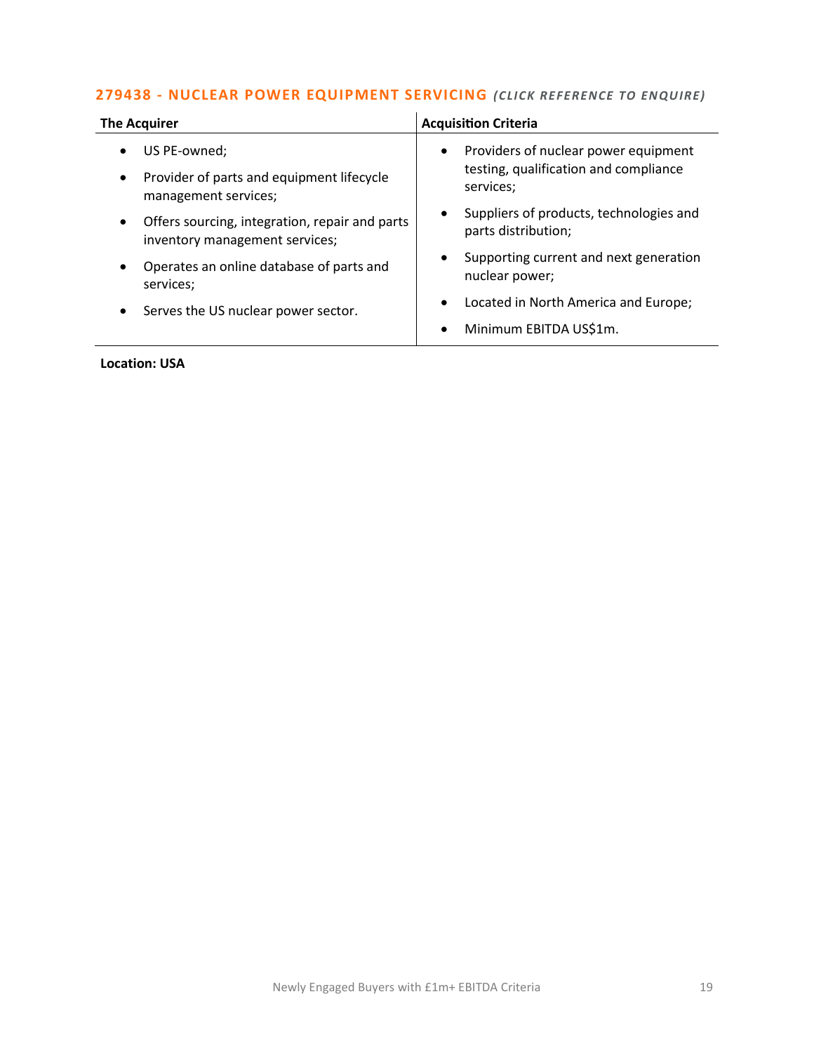### 279438 - NUCLEAR POWER EQUIPMENT SERVICING *(CLICK REFERENCE TO ENQUIRE)*

| The Acquirer | Acquisition Criteria |
| --- | --- |
| • US PE-owned;<br>• Provider of parts and equipment lifecycle management services;<br>• Offers sourcing, integration, repair and parts inventory management services;<br>• Operates an online database of parts and services;<br>• Serves the US nuclear power sector. | • Providers of nuclear power equipment testing, qualification and compliance services;<br>• Suppliers of products, technologies and parts distribution;<br>• Supporting current and next generation nuclear power;<br>• Located in North America and Europe;<br>• Minimum EBITDA US$1m. |

**Location: USA**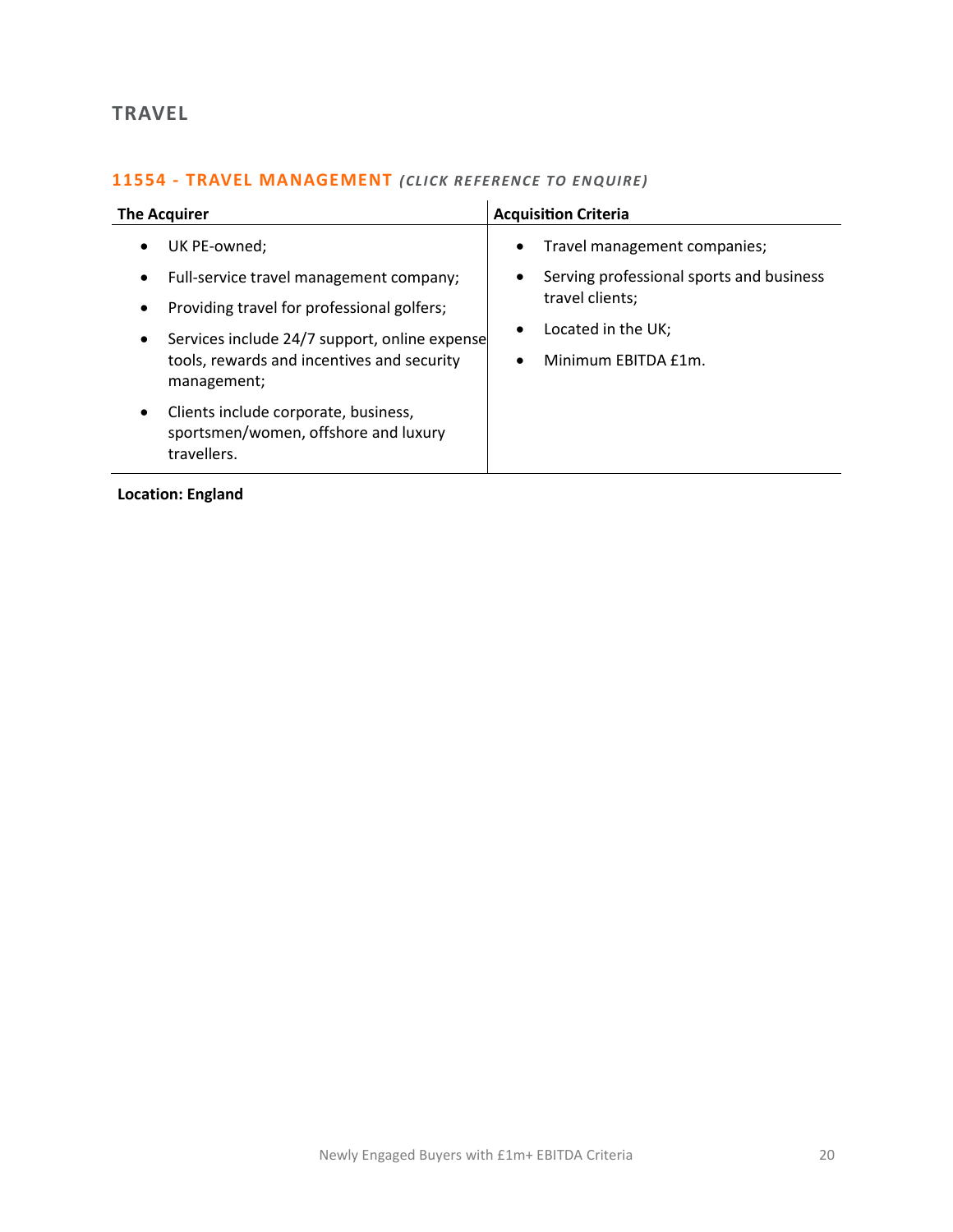## TRAVEL

### 11554 - TRAVEL MANAGEMENT *(CLICK REFERENCE TO ENQUIRE)*

| The Acquirer | Acquisition Criteria |
| --- | --- |
| • UK PE-owned;<br>• Full-service travel management company;<br>• Providing travel for professional golfers;<br>• Services include 24/7 support, online expense tools, rewards and incentives and security management;<br>• Clients include corporate, business, sportsmen/women, offshore and luxury travellers. | • Travel management companies;<br>• Serving professional sports and business travel clients;<br>• Located in the UK;<br>• Minimum EBITDA £1m. |

**Location: England**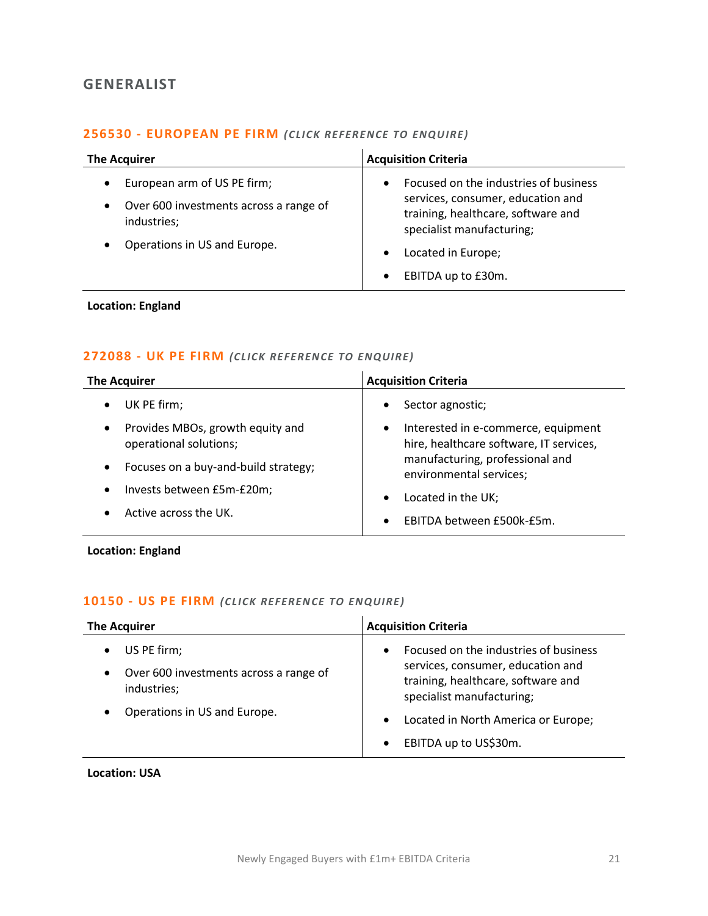## GENERALIST

### 256530 - EUROPEAN PE FIRM *(CLICK REFERENCE TO ENQUIRE)*

| The Acquirer | Acquisition Criteria |
|---|---|
| • European arm of US PE firm;<br>• Over 600 investments across a range of industries;<br>• Operations in US and Europe. | • Focused on the industries of business services, consumer, education and training, healthcare, software and specialist manufacturing;<br>• Located in Europe;<br>• EBITDA up to £30m. |

**Location: England**

### 272088 - UK PE FIRM *(CLICK REFERENCE TO ENQUIRE)*

| The Acquirer | Acquisition Criteria |
|---|---|
| • UK PE firm;<br>• Provides MBOs, growth equity and operational solutions;<br>• Focuses on a buy-and-build strategy;<br>• Invests between £5m-£20m;<br>• Active across the UK. | • Sector agnostic;<br>• Interested in e-commerce, equipment hire, healthcare software, IT services, manufacturing, professional and environmental services;<br>• Located in the UK;<br>• EBITDA between £500k-£5m. |

**Location: England**

### 10150 - US PE FIRM *(CLICK REFERENCE TO ENQUIRE)*

| The Acquirer | Acquisition Criteria |
|---|---|
| • US PE firm;<br>• Over 600 investments across a range of industries;<br>• Operations in US and Europe. | • Focused on the industries of business services, consumer, education and training, healthcare, software and specialist manufacturing;<br>• Located in North America or Europe;<br>• EBITDA up to US$30m. |

**Location: USA**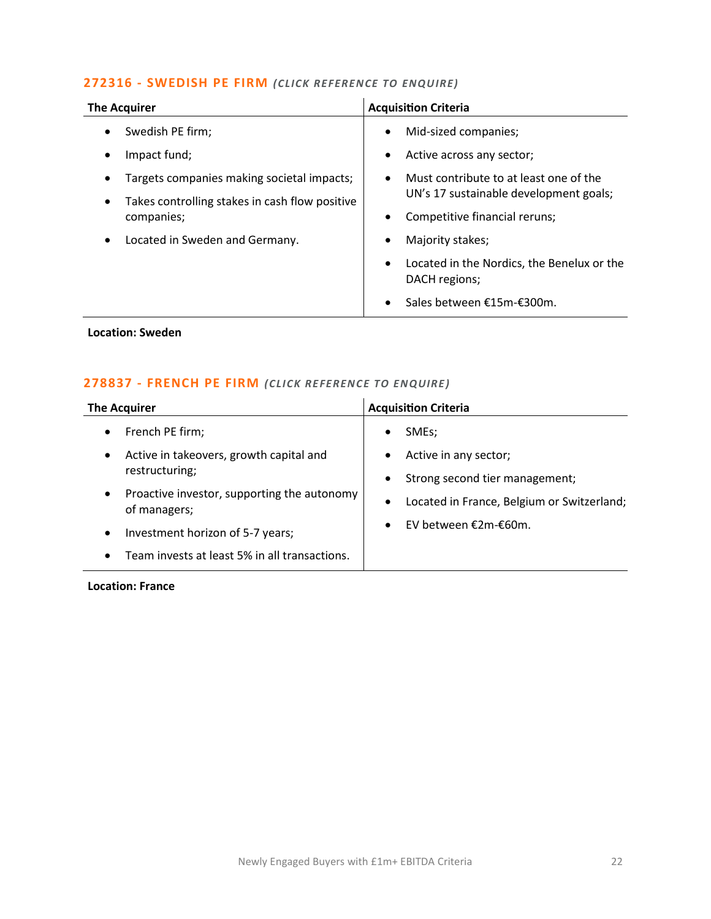## 272316 - SWEDISH PE FIRM *(CLICK REFERENCE TO ENQUIRE)*

| The Acquirer | Acquisition Criteria |
|---|---|
| • Swedish PE firm;<br>• Impact fund;<br>• Targets companies making societal impacts;<br>• Takes controlling stakes in cash flow positive companies;<br>• Located in Sweden and Germany. | • Mid-sized companies;<br>• Active across any sector;<br>• Must contribute to at least one of the UN's 17 sustainable development goals;<br>• Competitive financial reruns;<br>• Majority stakes;<br>• Located in the Nordics, the Benelux or the DACH regions;<br>• Sales between €15m-€300m. |

**Location: Sweden**

## 278837 - FRENCH PE FIRM *(CLICK REFERENCE TO ENQUIRE)*

| The Acquirer | Acquisition Criteria |
|---|---|
| • French PE firm;<br>• Active in takeovers, growth capital and restructuring;<br>• Proactive investor, supporting the autonomy of managers;<br>• Investment horizon of 5-7 years;<br>• Team invests at least 5% in all transactions. | • SMEs;<br>• Active in any sector;<br>• Strong second tier management;<br>• Located in France, Belgium or Switzerland;<br>• EV between €2m-€60m. |

**Location: France**